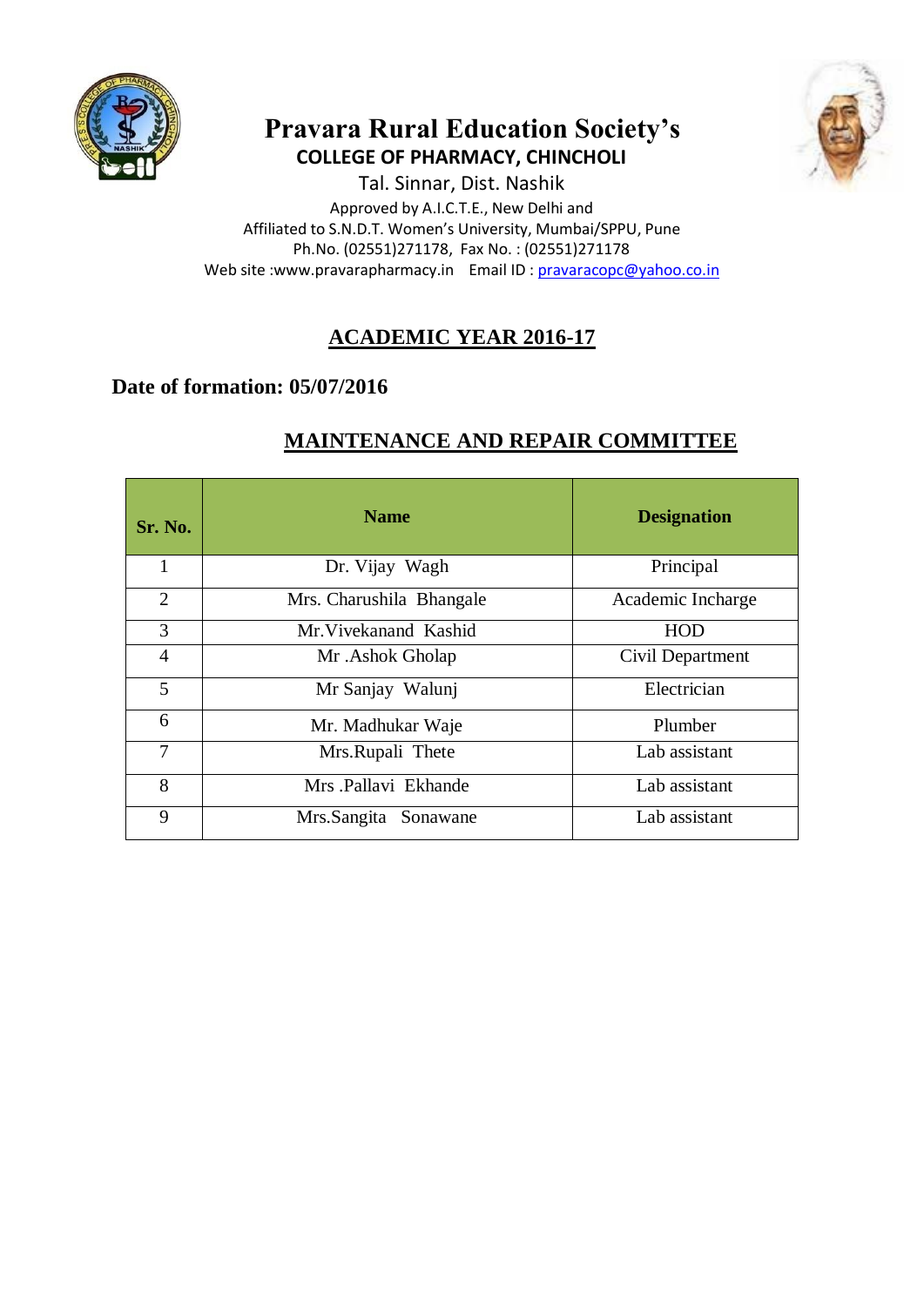# Pravara Rural Education Society's

## COLLEGE OF PHARMACY, CHINCHOLI

Tal. Sinnar, Dist. Nashik

Approved by A.I.C.T.E., New Delhi and

Affiliated to S.N.D.T. Women's University, Mumbai/SPPU, Pune

Ph.No. (02551)271178, Fax No. : (02551)271178

Web site :www.pravarapharmacy.in Email ID : pravaracopc@yahoo.co.in

## ACADEMIC YEAR 2016-17

**Date of formation: 05/07/2016**

## MAINTENANCE AND REPAIR COMMITTEE

| Sr. No. | Name | Designation |
|---|---|---|
| 1 | Dr. Vijay Wagh | Principal |
| 2 | Mrs. Charushila Bhangale | Academic Incharge |
| 3 | Mr.Vivekanand Kashid | HOD |
| 4 | Mr .Ashok Gholap | Civil Department |
| 5 | Mr Sanjay Walunj | Electrician |
| 6 | Mr. Madhukar Waje | Plumber |
| 7 | Mrs.Rupali Thete | Lab assistant |
| 8 | Mrs .Pallavi Ekhande | Lab assistant |
| 9 | Mrs.Sangita Sonawane | Lab assistant |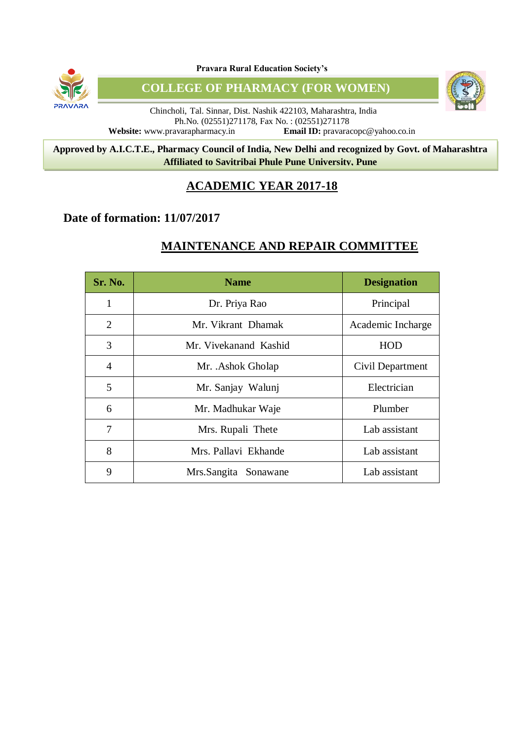Pravara Rural Education Society's

# COLLEGE OF PHARMACY (FOR WOMEN)

Chincholi, Tal. Sinnar, Dist. Nashik 422103, Maharashtra, India
Ph.No. (02551)271178, Fax No. : (02551)271178
**Website:** www.pravarapharmacy.in **Email ID:** pravaracopc@yahoo.co.in

**Approved by A.I.C.T.E., Pharmacy Council of India, New Delhi and recognized by Govt. of Maharashtra**
**Affiliated to Savitribai Phule Pune University, Pune**

## ACADEMIC YEAR 2017-18

**Date of formation: 11/07/2017**

## MAINTENANCE AND REPAIR COMMITTEE

| Sr. No. | Name | Designation |
|---|---|---|
| 1 | Dr. Priya Rao | Principal |
| 2 | Mr. Vikrant Dhamak | Academic Incharge |
| 3 | Mr. Vivekanand Kashid | HOD |
| 4 | Mr. .Ashok Gholap | Civil Department |
| 5 | Mr. Sanjay Walunj | Electrician |
| 6 | Mr. Madhukar Waje | Plumber |
| 7 | Mrs. Rupali Thete | Lab assistant |
| 8 | Mrs. Pallavi Ekhande | Lab assistant |
| 9 | Mrs.Sangita Sonawane | Lab assistant |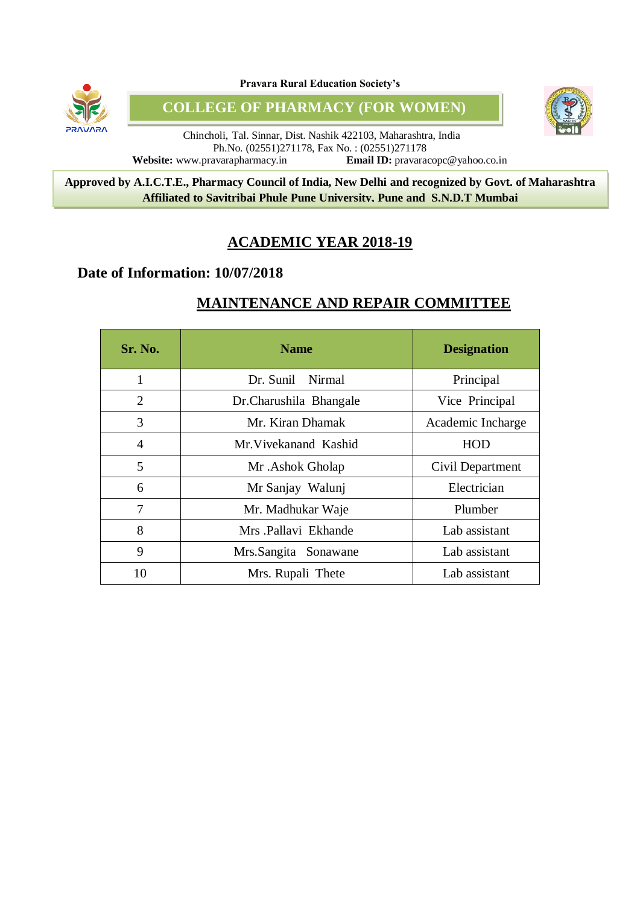Pravara Rural Education Society's

# COLLEGE OF PHARMACY (FOR WOMEN)

Chincholi, Tal. Sinnar, Dist. Nashik 422103, Maharashtra, India
Ph.No. (02551)271178, Fax No. : (02551)271178
**Website:** www.pravarapharmacy.in **Email ID:** pravaracopc@yahoo.co.in

**Approved by A.I.C.T.E., Pharmacy Council of India, New Delhi and recognized by Govt. of Maharashtra**
**Affiliated to Savitribai Phule Pune University, Pune and S.N.D.T Mumbai**

## ACADEMIC YEAR 2018-19

**Date of Information: 10/07/2018**

## MAINTENANCE AND REPAIR COMMITTEE

| Sr. No. | Name | Designation |
|---|---|---|
| 1 | Dr. Sunil Nirmal | Principal |
| 2 | Dr.Charushila Bhangale | Vice Principal |
| 3 | Mr. Kiran Dhamak | Academic Incharge |
| 4 | Mr.Vivekanand Kashid | HOD |
| 5 | Mr .Ashok Gholap | Civil Department |
| 6 | Mr Sanjay Walunj | Electrician |
| 7 | Mr. Madhukar Waje | Plumber |
| 8 | Mrs .Pallavi Ekhande | Lab assistant |
| 9 | Mrs.Sangita Sonawane | Lab assistant |
| 10 | Mrs. Rupali Thete | Lab assistant |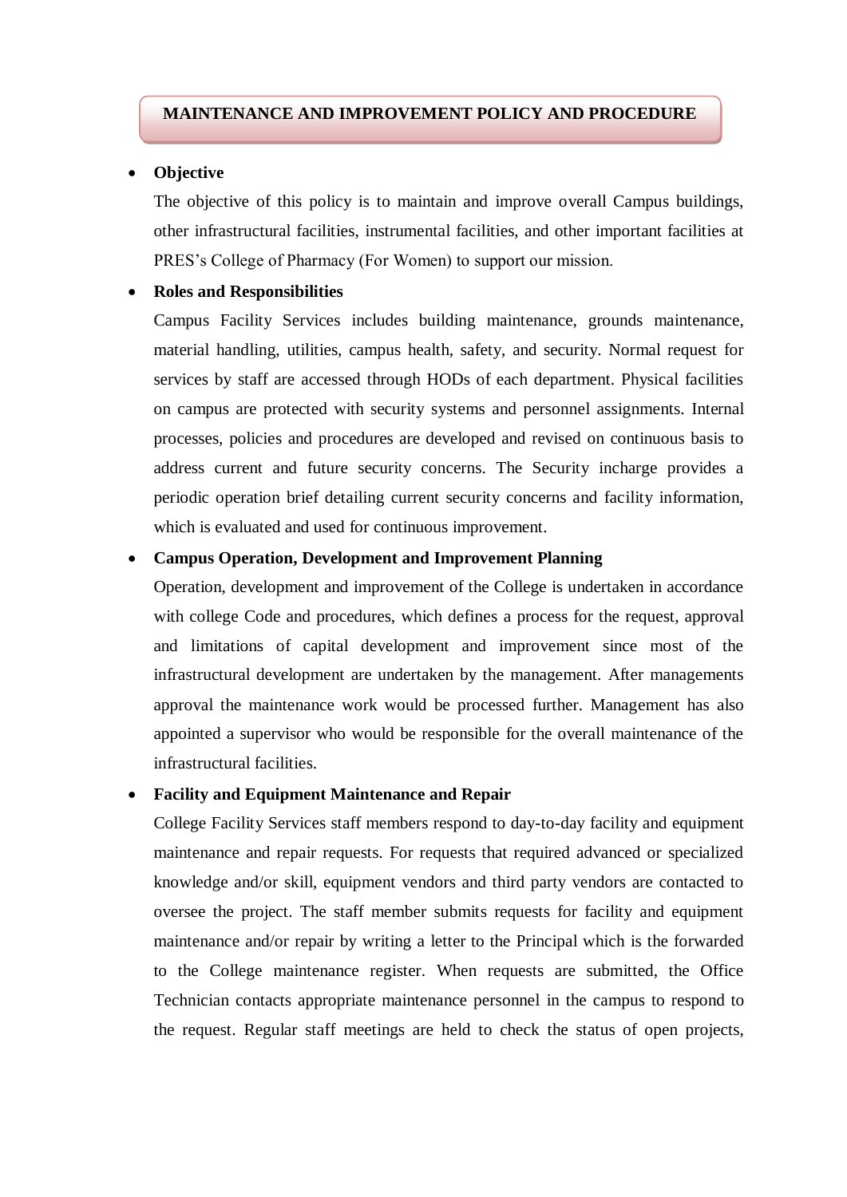# MAINTENANCE AND IMPROVEMENT POLICY AND PROCEDURE

- **Objective**

  The objective of this policy is to maintain and improve overall Campus buildings, other infrastructural facilities, instrumental facilities, and other important facilities at PRES's College of Pharmacy (For Women) to support our mission.

- **Roles and Responsibilities**

  Campus Facility Services includes building maintenance, grounds maintenance, material handling, utilities, campus health, safety, and security. Normal request for services by staff are accessed through HODs of each department. Physical facilities on campus are protected with security systems and personnel assignments. Internal processes, policies and procedures are developed and revised on continuous basis to address current and future security concerns. The Security incharge provides a periodic operation brief detailing current security concerns and facility information, which is evaluated and used for continuous improvement.

- **Campus Operation, Development and Improvement Planning**

  Operation, development and improvement of the College is undertaken in accordance with college Code and procedures, which defines a process for the request, approval and limitations of capital development and improvement since most of the infrastructural development are undertaken by the management. After managements approval the maintenance work would be processed further. Management has also appointed a supervisor who would be responsible for the overall maintenance of the infrastructural facilities.

- **Facility and Equipment Maintenance and Repair**

  College Facility Services staff members respond to day-to-day facility and equipment maintenance and repair requests. For requests that required advanced or specialized knowledge and/or skill, equipment vendors and third party vendors are contacted to oversee the project. The staff member submits requests for facility and equipment maintenance and/or repair by writing a letter to the Principal which is the forwarded to the College maintenance register. When requests are submitted, the Office Technician contacts appropriate maintenance personnel in the campus to respond to the request. Regular staff meetings are held to check the status of open projects,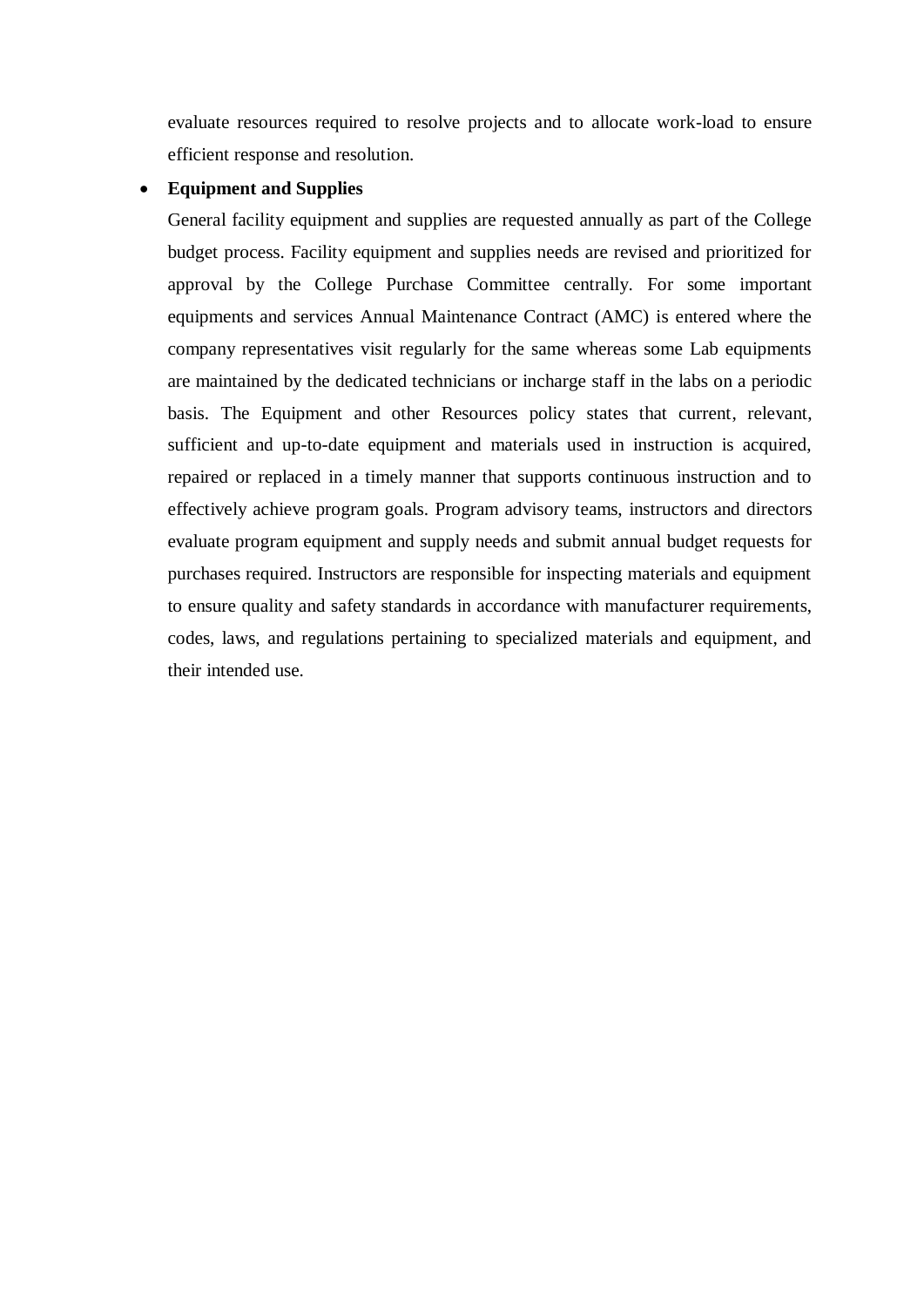evaluate resources required to resolve projects and to allocate work-load to ensure efficient response and resolution.

- **Equipment and Supplies**

  General facility equipment and supplies are requested annually as part of the College budget process. Facility equipment and supplies needs are revised and prioritized for approval by the College Purchase Committee centrally. For some important equipments and services Annual Maintenance Contract (AMC) is entered where the company representatives visit regularly for the same whereas some Lab equipments are maintained by the dedicated technicians or incharge staff in the labs on a periodic basis. The Equipment and other Resources policy states that current, relevant, sufficient and up-to-date equipment and materials used in instruction is acquired, repaired or replaced in a timely manner that supports continuous instruction and to effectively achieve program goals. Program advisory teams, instructors and directors evaluate program equipment and supply needs and submit annual budget requests for purchases required. Instructors are responsible for inspecting materials and equipment to ensure quality and safety standards in accordance with manufacturer requirements, codes, laws, and regulations pertaining to specialized materials and equipment, and their intended use.